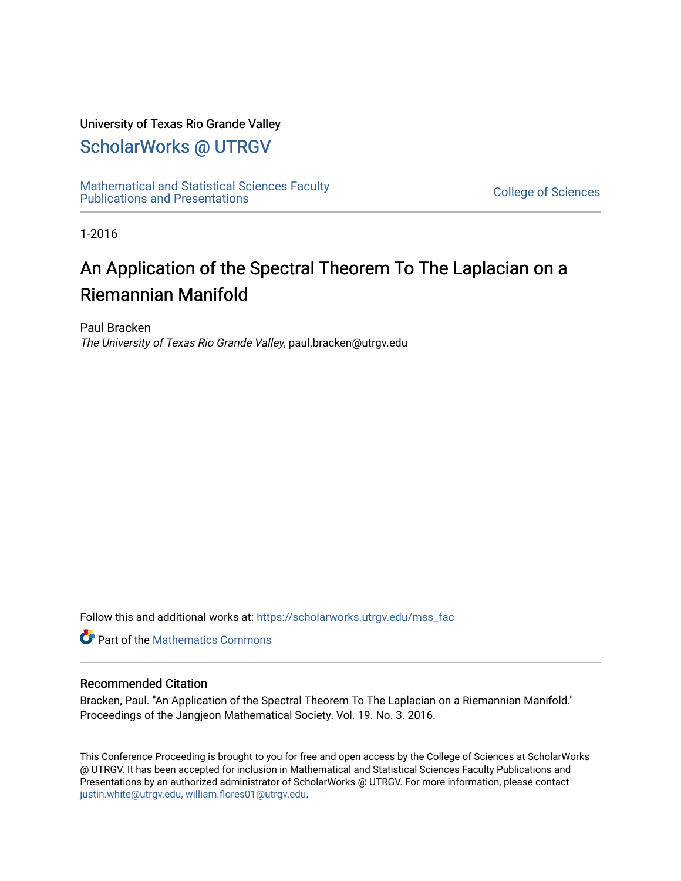University of Texas Rio Grande Valley

# ScholarWorks @ UTRGV

Mathematical and Statistical Sciences Faculty Publications and Presentations

College of Sciences

1-2016

# An Application of the Spectral Theorem To The Laplacian on a Riemannian Manifold

Paul Bracken
*The University of Texas Rio Grande Valley*, paul.bracken@utrgv.edu

Follow this and additional works at: https://scholarworks.utrgv.edu/mss_fac

Part of the Mathematics Commons

## Recommended Citation

Bracken, Paul. "An Application of the Spectral Theorem To The Laplacian on a Riemannian Manifold." Proceedings of the Jangjeon Mathematical Society. Vol. 19. No. 3. 2016.

This Conference Proceeding is brought to you for free and open access by the College of Sciences at ScholarWorks @ UTRGV. It has been accepted for inclusion in Mathematical and Statistical Sciences Faculty Publications and Presentations by an authorized administrator of ScholarWorks @ UTRGV. For more information, please contact justin.white@utrgv.edu, william.flores01@utrgv.edu.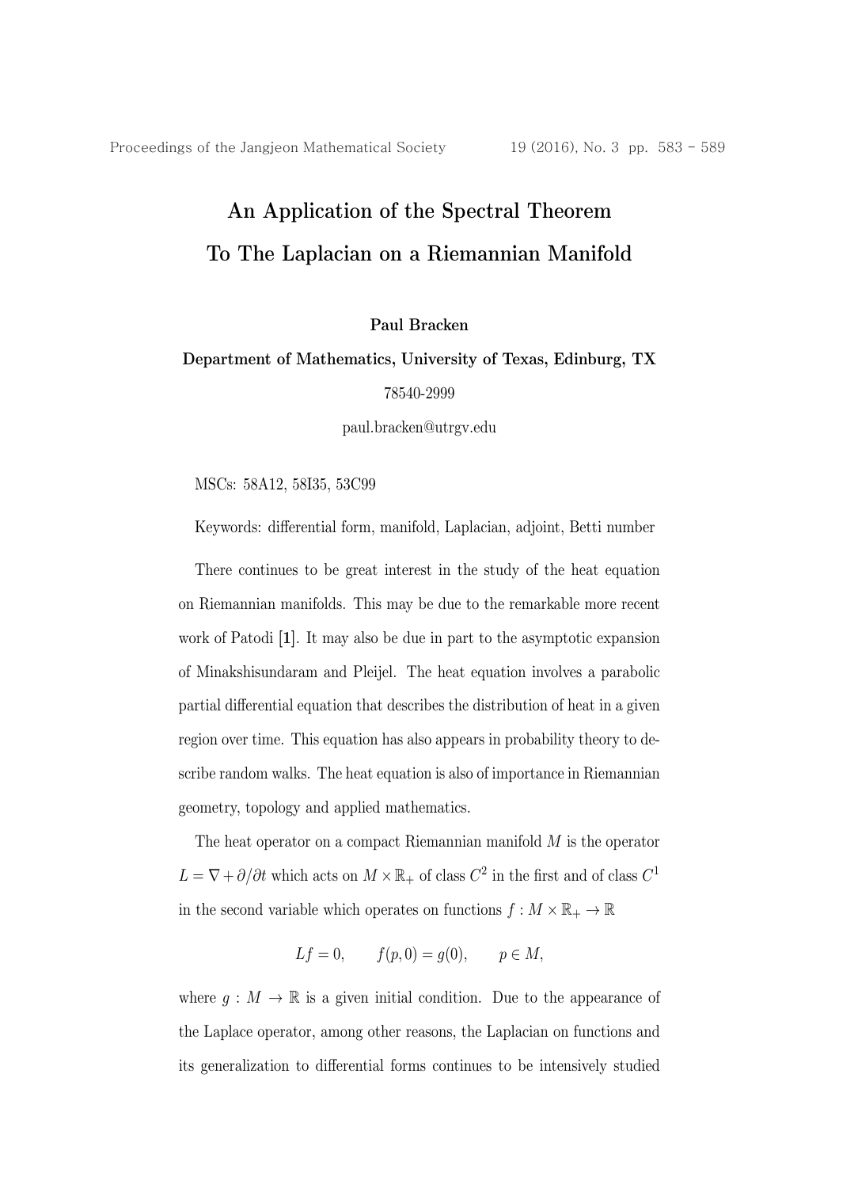# An Application of the Spectral Theorem To The Laplacian on a Riemannian Manifold

**Paul Bracken**

**Department of Mathematics, University of Texas, Edinburg, TX**

78540-2999

paul.bracken@utrgv.edu

MSCs: 58A12, 58I35, 53C99

Keywords: differential form, manifold, Laplacian, adjoint, Betti number

There continues to be great interest in the study of the heat equation on Riemannian manifolds. This may be due to the remarkable more recent work of Patodi [**1**]. It may also be due in part to the asymptotic expansion of Minakshisundaram and Pleijel. The heat equation involves a parabolic partial differential equation that describes the distribution of heat in a given region over time. This equation has also appears in probability theory to describe random walks. The heat equation is also of importance in Riemannian geometry, topology and applied mathematics.

The heat operator on a compact Riemannian manifold $M$ is the operator $L = \nabla + \partial / \partial t$ which acts on $M \times \mathbb{R}_+$ of class $C^2$ in the first and of class $C^1$ in the second variable which operates on functions $f : M \times \mathbb{R}_+ \to \mathbb{R}$

$$Lf = 0, \qquad f(p, 0) = g(0), \qquad p \in M,$$

where $g : M \to \mathbb{R}$ is a given initial condition. Due to the appearance of the Laplace operator, among other reasons, the Laplacian on functions and its generalization to differential forms continues to be intensively studied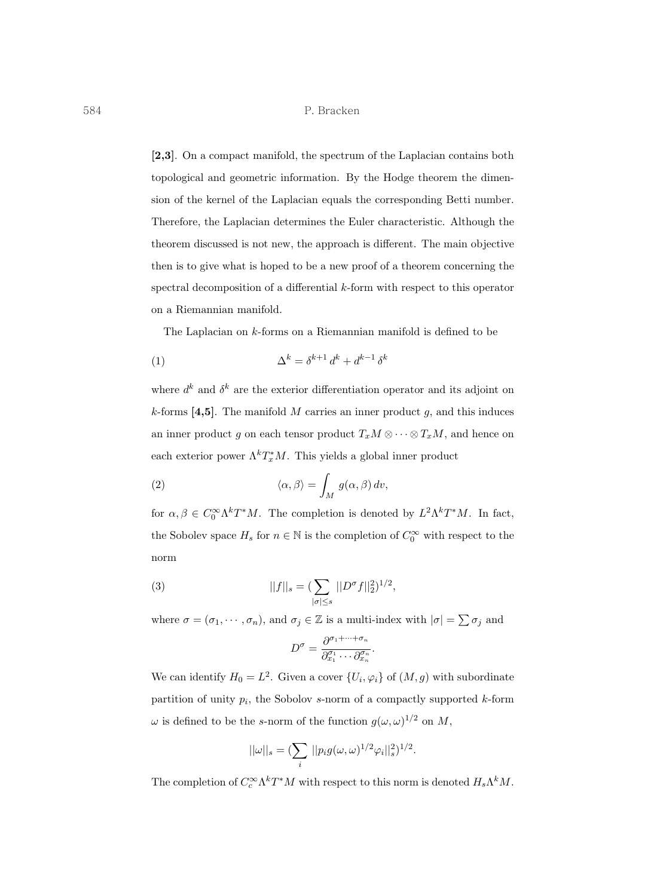**[2,3]**. On a compact manifold, the spectrum of the Laplacian contains both topological and geometric information. By the Hodge theorem the dimension of the kernel of the Laplacian equals the corresponding Betti number. Therefore, the Laplacian determines the Euler characteristic. Although the theorem discussed is not new, the approach is different. The main objective then is to give what is hoped to be a new proof of a theorem concerning the spectral decomposition of a differential $k$-form with respect to this operator on a Riemannian manifold.

The Laplacian on $k$-forms on a Riemannian manifold is defined to be

$$\Delta^k = \delta^{k+1}\, d^k + d^{k-1}\, \delta^k \tag{1}$$

where $d^k$ and $\delta^k$ are the exterior differentiation operator and its adjoint on $k$-forms **[4,5]**. The manifold $M$ carries an inner product $g$, and this induces an inner product $g$ on each tensor product $T_xM \otimes \cdots \otimes T_xM$, and hence on each exterior power $\Lambda^k T_x^* M$. This yields a global inner product

$$\langle \alpha, \beta \rangle = \int_M g(\alpha, \beta)\, dv, \tag{2}$$

for $\alpha, \beta \in C_0^\infty \Lambda^k T^* M$. The completion is denoted by $L^2 \Lambda^k T^* M$. In fact, the Sobolev space $H_s$ for $n \in \mathbb{N}$ is the completion of $C_0^\infty$ with respect to the norm

$$||f||_s = (\sum_{|\sigma| \leq s} ||D^\sigma f||_2^2)^{1/2}, \tag{3}$$

where $\sigma = (\sigma_1, \cdots, \sigma_n)$, and $\sigma_j \in \mathbb{Z}$ is a multi-index with $|\sigma| = \sum \sigma_j$ and

$$D^\sigma = \frac{\partial^{\sigma_1 + \cdots + \sigma_n}}{\partial_{x_1}^{\sigma_1} \cdots \partial_{x_n}^{\sigma_n}}.$$

We can identify $H_0 = L^2$. Given a cover $\{U_i, \varphi_i\}$ of $(M, g)$ with subordinate partition of unity $p_i$, the Sobolov $s$-norm of a compactly supported $k$-form $\omega$ is defined to be the $s$-norm of the function $g(\omega, \omega)^{1/2}$ on $M$,

$$||\omega||_s = (\sum_i ||p_i g(\omega, \omega)^{1/2} \varphi_i||_s^2)^{1/2}.$$

The completion of $C_c^\infty \Lambda^k T^* M$ with respect to this norm is denoted $H_s \Lambda^k M$.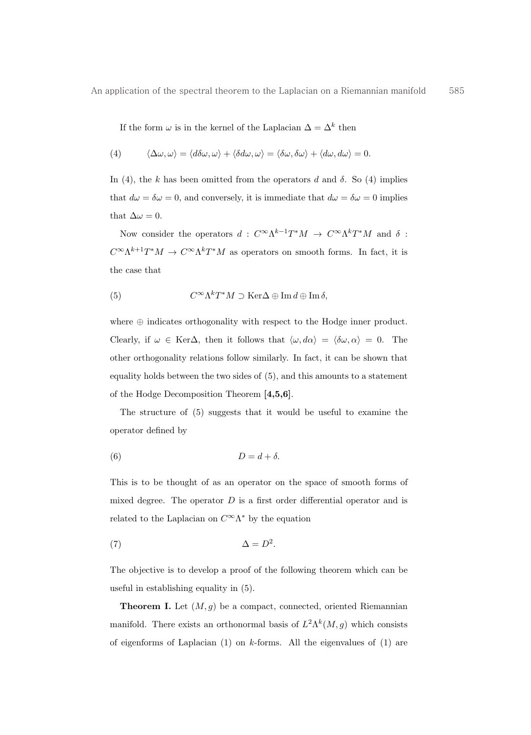If the form $\omega$ is in the kernel of the Laplacian $\Delta = \Delta^k$ then

$$\langle \Delta\omega, \omega \rangle = \langle d\delta\omega, \omega \rangle + \langle \delta d\omega, \omega \rangle = \langle \delta\omega, \delta\omega \rangle + \langle d\omega, d\omega \rangle = 0. \tag{4}$$

In (4), the $k$ has been omitted from the operators $d$ and $\delta$. So (4) implies that $d\omega = \delta\omega = 0$, and conversely, it is immediate that $d\omega = \delta\omega = 0$ implies that $\Delta\omega = 0$.

Now consider the operators $d : C^\infty \Lambda^{k-1} T^* M \to C^\infty \Lambda^k T^* M$ and $\delta : C^\infty \Lambda^{k+1} T^* M \to C^\infty \Lambda^k T^* M$ as operators on smooth forms. In fact, it is the case that

$$C^\infty \Lambda^k T^* M \supset \mathrm{Ker}\Delta \oplus \mathrm{Im}\, d \oplus \mathrm{Im}\, \delta, \tag{5}$$

where $\oplus$ indicates orthogonality with respect to the Hodge inner product. Clearly, if $\omega \in \mathrm{Ker}\Delta$, then it follows that $\langle \omega, d\alpha \rangle = \langle \delta\omega, \alpha \rangle = 0$. The other orthogonality relations follow similarly. In fact, it can be shown that equality holds between the two sides of (5), and this amounts to a statement of the Hodge Decomposition Theorem **[4,5,6]**.

The structure of (5) suggests that it would be useful to examine the operator defined by

$$D = d + \delta. \tag{6}$$

This is to be thought of as an operator on the space of smooth forms of mixed degree. The operator $D$ is a first order differential operator and is related to the Laplacian on $C^\infty \Lambda^*$ by the equation

$$\Delta = D^2. \tag{7}$$

The objective is to develop a proof of the following theorem which can be useful in establishing equality in (5).

**Theorem I.** Let $(M, g)$ be a compact, connected, oriented Riemannian manifold. There exists an orthonormal basis of $L^2 \Lambda^k(M, g)$ which consists of eigenforms of Laplacian (1) on $k$-forms. All the eigenvalues of (1) are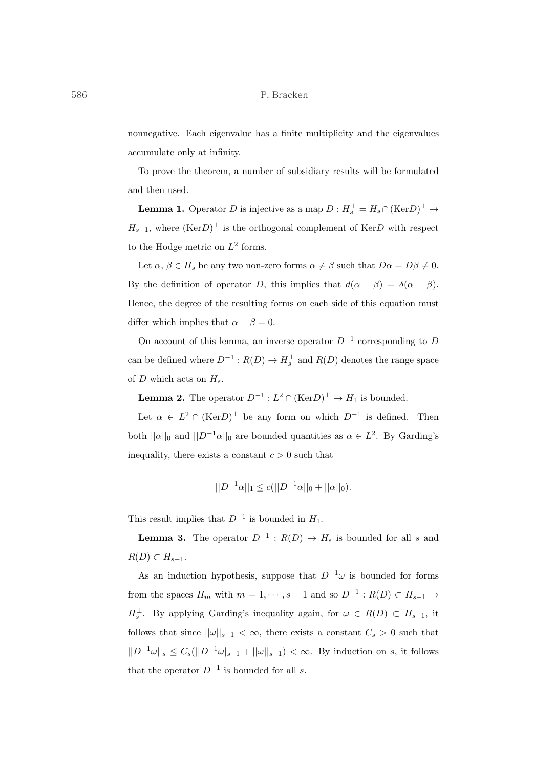nonnegative. Each eigenvalue has a finite multiplicity and the eigenvalues accumulate only at infinity.

To prove the theorem, a number of subsidiary results will be formulated and then used.

**Lemma 1.** Operator $D$ is injective as a map $D : H_s^{\perp} = H_s \cap (\text{Ker}D)^{\perp} \to H_{s-1}$, where $(\text{Ker}D)^{\perp}$ is the orthogonal complement of $\text{Ker}D$ with respect to the Hodge metric on $L^2$ forms.

Let $\alpha, \beta \in H_s$ be any two non-zero forms $\alpha \neq \beta$ such that $D\alpha = D\beta \neq 0$. By the definition of operator $D$, this implies that $d(\alpha - \beta) = \delta(\alpha - \beta)$. Hence, the degree of the resulting forms on each side of this equation must differ which implies that $\alpha - \beta = 0$.

On account of this lemma, an inverse operator $D^{-1}$ corresponding to $D$ can be defined where $D^{-1} : R(D) \to H_s^{\perp}$ and $R(D)$ denotes the range space of $D$ which acts on $H_s$.

**Lemma 2.** The operator $D^{-1} : L^2 \cap (\text{Ker}D)^{\perp} \to H_1$ is bounded.

Let $\alpha \in L^2 \cap (\text{Ker}D)^{\perp}$ be any form on which $D^{-1}$ is defined. Then both $||\alpha||_0$ and $||D^{-1}\alpha||_0$ are bounded quantities as $\alpha \in L^2$. By Garding's inequality, there exists a constant $c > 0$ such that

$$||D^{-1}\alpha||_1 \leq c(||D^{-1}\alpha||_0 + ||\alpha||_0).$$

This result implies that $D^{-1}$ is bounded in $H_1$.

**Lemma 3.** The operator $D^{-1} : R(D) \to H_s$ is bounded for all $s$ and $R(D) \subset H_{s-1}$.

As an induction hypothesis, suppose that $D^{-1}\omega$ is bounded for forms from the spaces $H_m$ with $m = 1, \cdots, s-1$ and so $D^{-1} : R(D) \subset H_{s-1} \to H_s^{\perp}$. By applying Garding's inequality again, for $\omega \in R(D) \subset H_{s-1}$, it follows that since $||\omega||_{s-1} < \infty$, there exists a constant $C_s > 0$ such that $||D^{-1}\omega||_s \leq C_s(||D^{-1}\omega|_{s-1} + ||\omega||_{s-1}) < \infty$. By induction on $s$, it follows that the operator $D^{-1}$ is bounded for all $s$.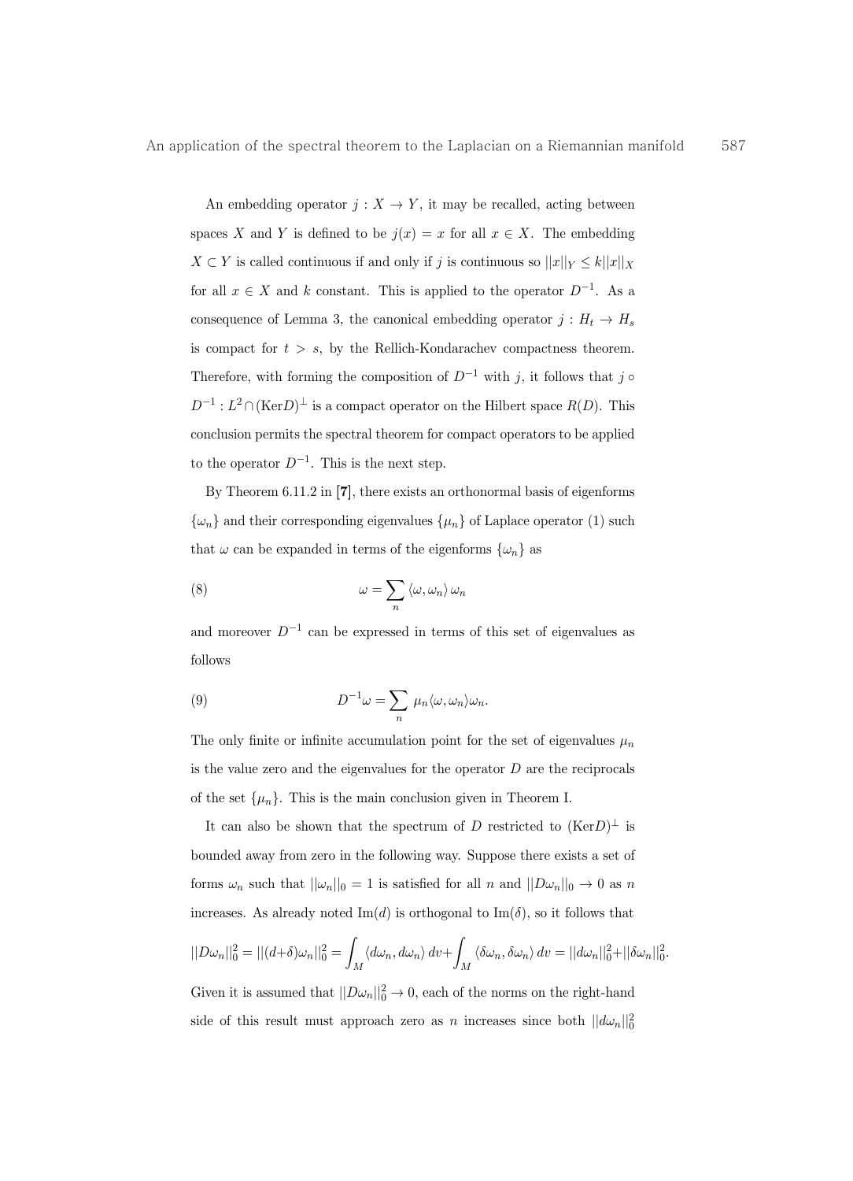An embedding operator $j : X \to Y$, it may be recalled, acting between spaces $X$ and $Y$ is defined to be $j(x) = x$ for all $x \in X$. The embedding $X \subset Y$ is called continuous if and only if $j$ is continuous so $||x||_Y \leq k||x||_X$ for all $x \in X$ and $k$ constant. This is applied to the operator $D^{-1}$. As a consequence of Lemma 3, the canonical embedding operator $j : H_t \to H_s$ is compact for $t > s$, by the Rellich-Kondarachev compactness theorem. Therefore, with forming the composition of $D^{-1}$ with $j$, it follows that $j \circ D^{-1} : L^2 \cap (\mathrm{Ker} D)^{\perp}$ is a compact operator on the Hilbert space $R(D)$. This conclusion permits the spectral theorem for compact operators to be applied to the operator $D^{-1}$. This is the next step.

By Theorem 6.11.2 in **[7]**, there exists an orthonormal basis of eigenforms $\{\omega_n\}$ and their corresponding eigenvalues $\{\mu_n\}$ of Laplace operator (1) such that $\omega$ can be expanded in terms of the eigenforms $\{\omega_n\}$ as

$$\omega = \sum_n \langle \omega, \omega_n \rangle \, \omega_n \tag{8}$$

and moreover $D^{-1}$ can be expressed in terms of this set of eigenvalues as follows

$$D^{-1} \omega = \sum_n \, \mu_n \langle \omega, \omega_n \rangle \omega_n. \tag{9}$$

The only finite or infinite accumulation point for the set of eigenvalues $\mu_n$ is the value zero and the eigenvalues for the operator $D$ are the reciprocals of the set $\{\mu_n\}$. This is the main conclusion given in Theorem I.

It can also be shown that the spectrum of $D$ restricted to $(\mathrm{Ker} D)^{\perp}$ is bounded away from zero in the following way. Suppose there exists a set of forms $\omega_n$ such that $||\omega_n||_0 = 1$ is satisfied for all $n$ and $||D\omega_n||_0 \to 0$ as $n$ increases. As already noted $\mathrm{Im}(d)$ is orthogonal to $\mathrm{Im}(\delta)$, so it follows that

$$||D\omega_n||_0^2 = ||(d+\delta)\omega_n||_0^2 = \int_M \langle d\omega_n, d\omega_n \rangle \, dv + \int_M \langle \delta\omega_n, \delta\omega_n \rangle \, dv = ||d\omega_n||_0^2 + ||\delta\omega_n||_0^2.$$

Given it is assumed that $||D\omega_n||_0^2 \to 0$, each of the norms on the right-hand side of this result must approach zero as $n$ increases since both $||d\omega_n||_0^2$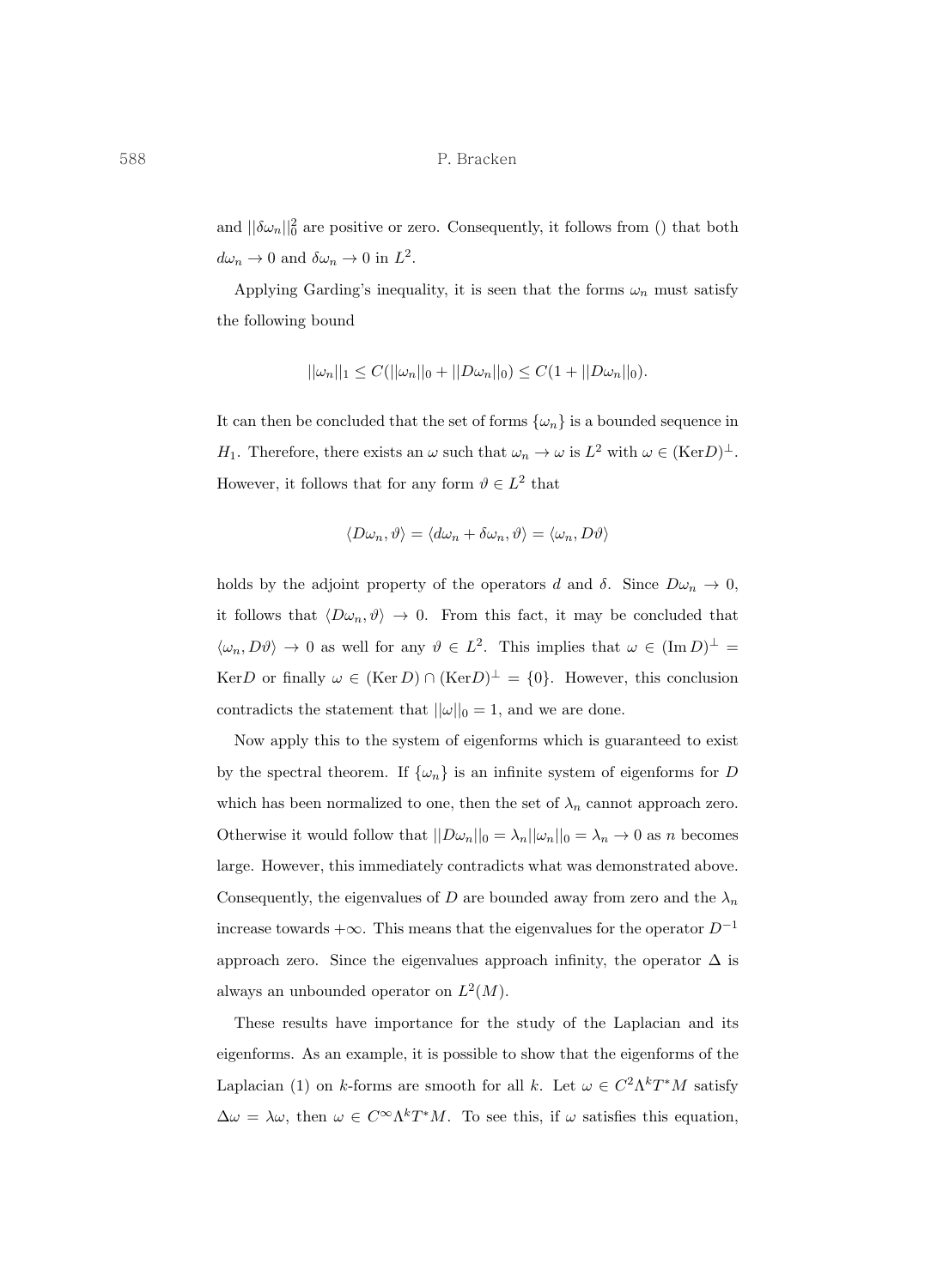and $||\delta\omega_n||_0^2$ are positive or zero. Consequently, it follows from () that both $d\omega_n \to 0$ and $\delta\omega_n \to 0$ in $L^2$.

Applying Garding's inequality, it is seen that the forms $\omega_n$ must satisfy the following bound

$$||\omega_n||_1 \leq C(||\omega_n||_0 + ||D\omega_n||_0) \leq C(1 + ||D\omega_n||_0).$$

It can then be concluded that the set of forms $\{\omega_n\}$ is a bounded sequence in $H_1$. Therefore, there exists an $\omega$ such that $\omega_n \to \omega$ is $L^2$ with $\omega \in (\text{Ker}D)^\perp$. However, it follows that for any form $\vartheta \in L^2$ that

$$\langle D\omega_n, \vartheta \rangle = \langle d\omega_n + \delta\omega_n, \vartheta \rangle = \langle \omega_n, D\vartheta \rangle$$

holds by the adjoint property of the operators $d$ and $\delta$. Since $D\omega_n \to 0$, it follows that $\langle D\omega_n, \vartheta \rangle \to 0$. From this fact, it may be concluded that $\langle \omega_n, D\vartheta \rangle \to 0$ as well for any $\vartheta \in L^2$. This implies that $\omega \in (\text{Im}\, D)^\perp = \text{Ker}D$ or finally $\omega \in (\text{Ker}\, D) \cap (\text{Ker}D)^\perp = \{0\}$. However, this conclusion contradicts the statement that $||\omega||_0 = 1$, and we are done.

Now apply this to the system of eigenforms which is guaranteed to exist by the spectral theorem. If $\{\omega_n\}$ is an infinite system of eigenforms for $D$ which has been normalized to one, then the set of $\lambda_n$ cannot approach zero. Otherwise it would follow that $||D\omega_n||_0 = \lambda_n ||\omega_n||_0 = \lambda_n \to 0$ as $n$ becomes large. However, this immediately contradicts what was demonstrated above. Consequently, the eigenvalues of $D$ are bounded away from zero and the $\lambda_n$ increase towards $+\infty$. This means that the eigenvalues for the operator $D^{-1}$ approach zero. Since the eigenvalues approach infinity, the operator $\Delta$ is always an unbounded operator on $L^2(M)$.

These results have importance for the study of the Laplacian and its eigenforms. As an example, it is possible to show that the eigenforms of the Laplacian (1) on $k$-forms are smooth for all $k$. Let $\omega \in C^2\Lambda^k T^*M$ satisfy $\Delta\omega = \lambda\omega$, then $\omega \in C^\infty\Lambda^k T^*M$. To see this, if $\omega$ satisfies this equation,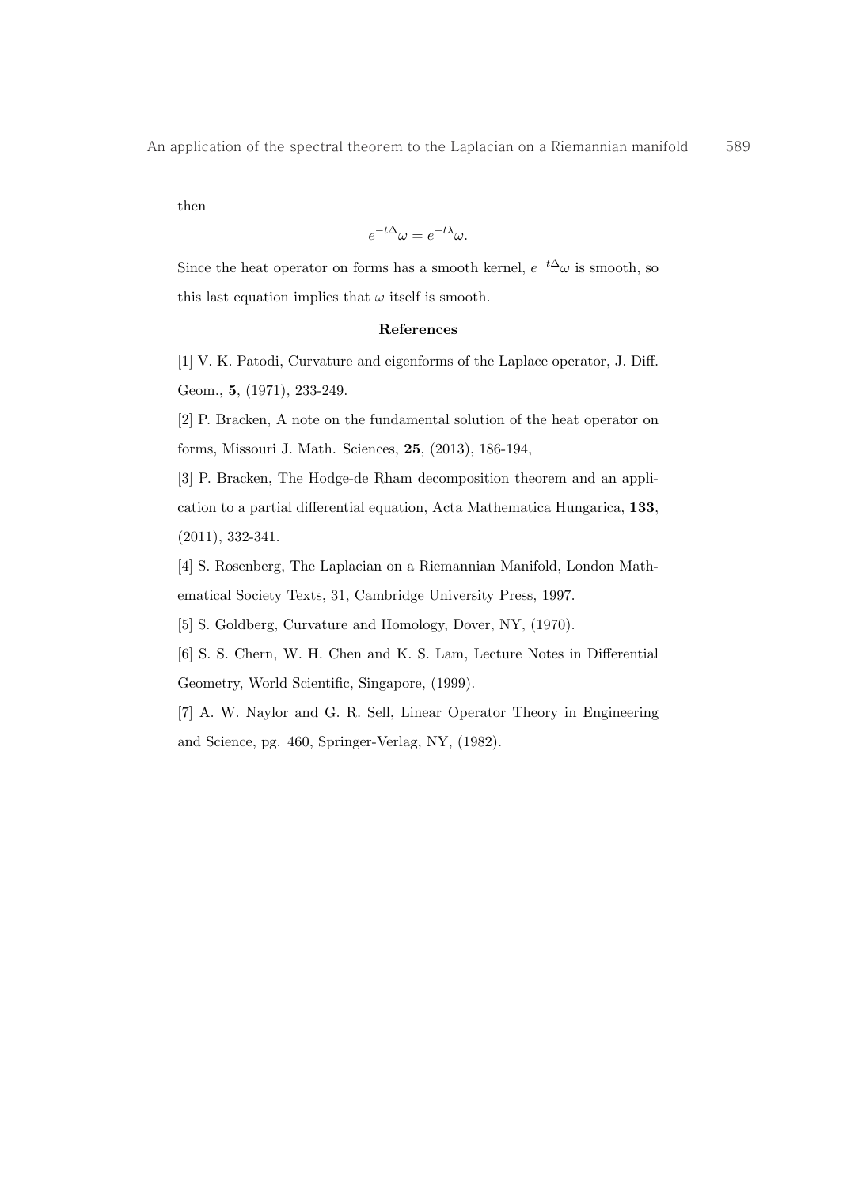then

$$e^{-t\Delta}\omega = e^{-t\lambda}\omega.$$

Since the heat operator on forms has a smooth kernel, $e^{-t\Delta}\omega$ is smooth, so this last equation implies that $\omega$ itself is smooth.

## References

[1] V. K. Patodi, Curvature and eigenforms of the Laplace operator, J. Diff. Geom., **5**, (1971), 233-249.

[2] P. Bracken, A note on the fundamental solution of the heat operator on forms, Missouri J. Math. Sciences, **25**, (2013), 186-194,

[3] P. Bracken, The Hodge-de Rham decomposition theorem and an application to a partial differential equation, Acta Mathematica Hungarica, **133**, (2011), 332-341.

[4] S. Rosenberg, The Laplacian on a Riemannian Manifold, London Mathematical Society Texts, 31, Cambridge University Press, 1997.

[5] S. Goldberg, Curvature and Homology, Dover, NY, (1970).

[6] S. S. Chern, W. H. Chen and K. S. Lam, Lecture Notes in Differential Geometry, World Scientific, Singapore, (1999).

[7] A. W. Naylor and G. R. Sell, Linear Operator Theory in Engineering and Science, pg. 460, Springer-Verlag, NY, (1982).